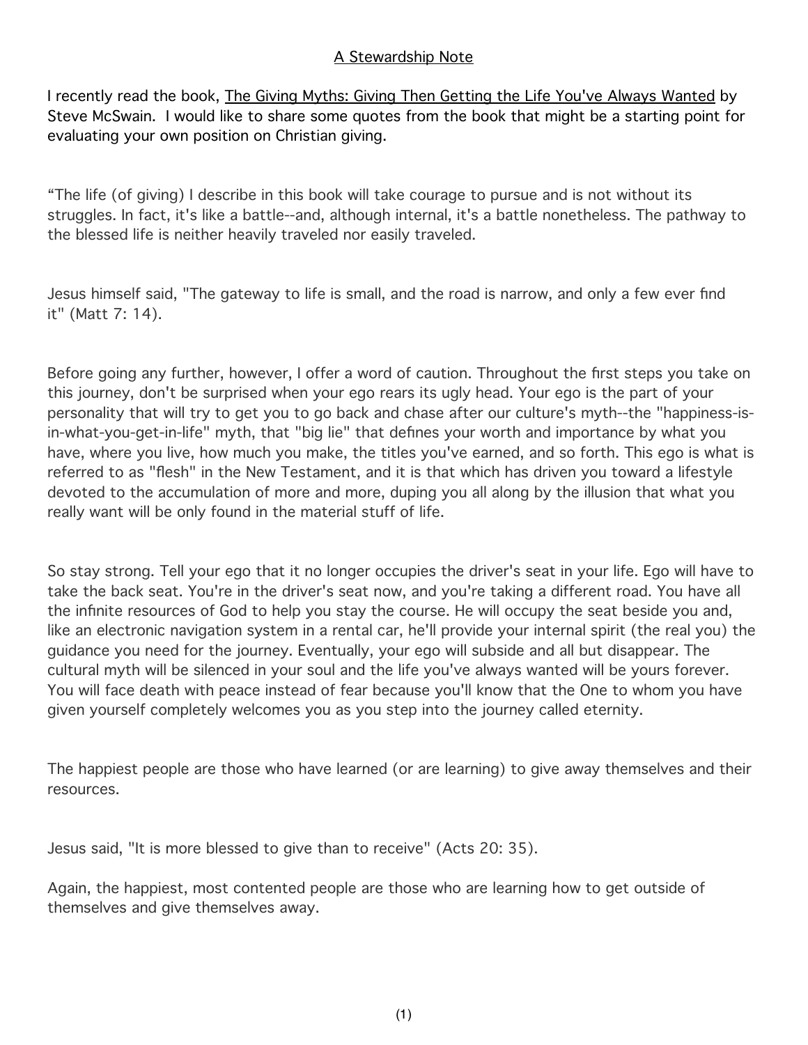## A Stewardship Note

I recently read the book, The Giving Myths: Giving Then Getting the Life You've Always Wanted by Steve McSwain. I would like to share some quotes from the book that might be a starting point for evaluating your own position on Christian giving.

"The life (of giving) I describe in this book will take courage to pursue and is not without its struggles. In fact, it's like a battle--and, although internal, it's a battle nonetheless. The pathway to the blessed life is neither heavily traveled nor easily traveled.

Jesus himself said, "The gateway to life is small, and the road is narrow, and only a few ever find it" (Matt 7: 14).

Before going any further, however, I offer a word of caution. Throughout the first steps you take on this journey, don't be surprised when your ego rears its ugly head. Your ego is the part of your personality that will try to get you to go back and chase after our culture's myth--the "happiness-is-in-what-you-get-in-life" myth, that "big lie" that defines your worth and importance by what you have, where you live, how much you make, the titles you've earned, and so forth. This ego is what is referred to as "flesh" in the New Testament, and it is that which has driven you toward a lifestyle devoted to the accumulation of more and more, duping you all along by the illusion that what you really want will be only found in the material stuff of life.

So stay strong. Tell your ego that it no longer occupies the driver's seat in your life. Ego will have to take the back seat. You're in the driver's seat now, and you're taking a different road. You have all the infinite resources of God to help you stay the course. He will occupy the seat beside you and, like an electronic navigation system in a rental car, he'll provide your internal spirit (the real you) the guidance you need for the journey. Eventually, your ego will subside and all but disappear. The cultural myth will be silenced in your soul and the life you've always wanted will be yours forever. You will face death with peace instead of fear because you'll know that the One to whom you have given yourself completely welcomes you as you step into the journey called eternity.

The happiest people are those who have learned (or are learning) to give away themselves and their resources.

Jesus said, "It is more blessed to give than to receive" (Acts 20: 35).

Again, the happiest, most contented people are those who are learning how to get outside of themselves and give themselves away.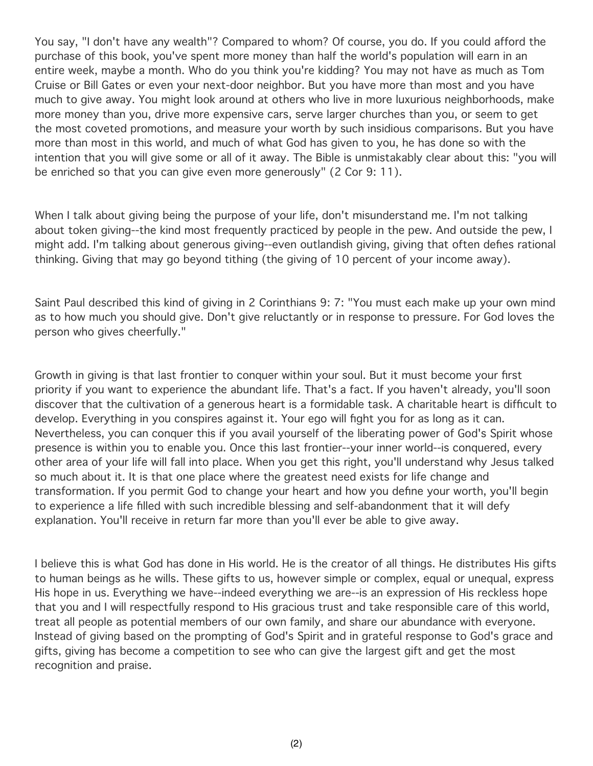You say, "I don't have any wealth"? Compared to whom? Of course, you do. If you could afford the purchase of this book, you've spent more money than half the world's population will earn in an entire week, maybe a month. Who do you think you're kidding? You may not have as much as Tom Cruise or Bill Gates or even your next-door neighbor. But you have more than most and you have much to give away. You might look around at others who live in more luxurious neighborhoods, make more money than you, drive more expensive cars, serve larger churches than you, or seem to get the most coveted promotions, and measure your worth by such insidious comparisons. But you have more than most in this world, and much of what God has given to you, he has done so with the intention that you will give some or all of it away. The Bible is unmistakably clear about this: "you will be enriched so that you can give even more generously" (2 Cor 9: 11).

When I talk about giving being the purpose of your life, don't misunderstand me. I'm not talking about token giving--the kind most frequently practiced by people in the pew. And outside the pew, I might add. I'm talking about generous giving--even outlandish giving, giving that often defies rational thinking. Giving that may go beyond tithing (the giving of 10 percent of your income away).

Saint Paul described this kind of giving in 2 Corinthians 9: 7: "You must each make up your own mind as to how much you should give. Don't give reluctantly or in response to pressure. For God loves the person who gives cheerfully."

Growth in giving is that last frontier to conquer within your soul. But it must become your first priority if you want to experience the abundant life. That's a fact. If you haven't already, you'll soon discover that the cultivation of a generous heart is a formidable task. A charitable heart is difficult to develop. Everything in you conspires against it. Your ego will fight you for as long as it can. Nevertheless, you can conquer this if you avail yourself of the liberating power of God's Spirit whose presence is within you to enable you. Once this last frontier--your inner world--is conquered, every other area of your life will fall into place. When you get this right, you'll understand why Jesus talked so much about it. It is that one place where the greatest need exists for life change and transformation. If you permit God to change your heart and how you define your worth, you'll begin to experience a life filled with such incredible blessing and self-abandonment that it will defy explanation. You'll receive in return far more than you'll ever be able to give away.

I believe this is what God has done in His world. He is the creator of all things. He distributes His gifts to human beings as he wills. These gifts to us, however simple or complex, equal or unequal, express His hope in us. Everything we have--indeed everything we are--is an expression of His reckless hope that you and I will respectfully respond to His gracious trust and take responsible care of this world, treat all people as potential members of our own family, and share our abundance with everyone. Instead of giving based on the prompting of God's Spirit and in grateful response to God's grace and gifts, giving has become a competition to see who can give the largest gift and get the most recognition and praise.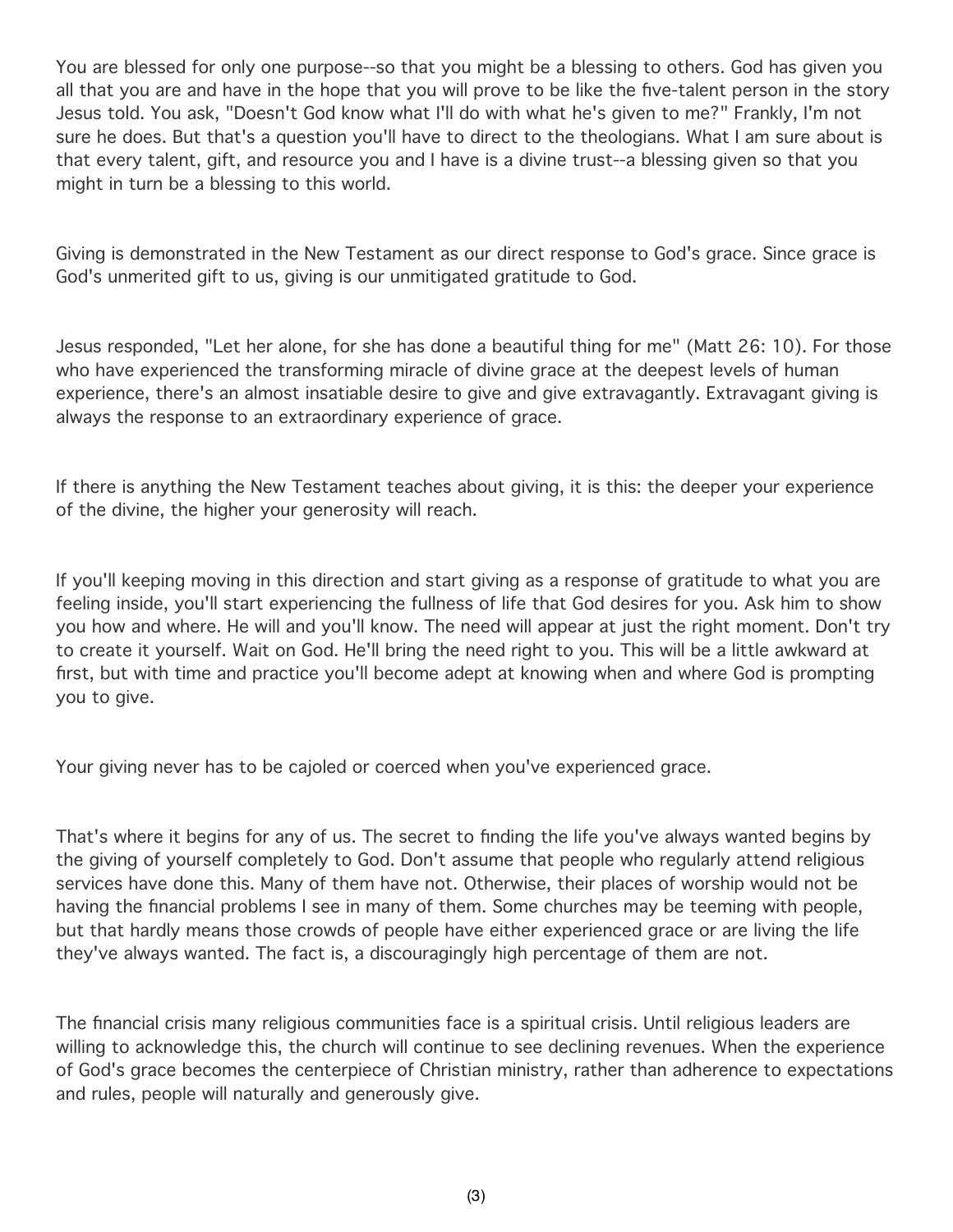You are blessed for only one purpose--so that you might be a blessing to others. God has given you all that you are and have in the hope that you will prove to be like the five-talent person in the story Jesus told. You ask, "Doesn't God know what I'll do with what he's given to me?" Frankly, I'm not sure he does. But that's a question you'll have to direct to the theologians. What I am sure about is that every talent, gift, and resource you and I have is a divine trust--a blessing given so that you might in turn be a blessing to this world.

Giving is demonstrated in the New Testament as our direct response to God's grace. Since grace is God's unmerited gift to us, giving is our unmitigated gratitude to God.

Jesus responded, "Let her alone, for she has done a beautiful thing for me" (Matt 26: 10). For those who have experienced the transforming miracle of divine grace at the deepest levels of human experience, there's an almost insatiable desire to give and give extravagantly. Extravagant giving is always the response to an extraordinary experience of grace.

If there is anything the New Testament teaches about giving, it is this: the deeper your experience of the divine, the higher your generosity will reach.

If you'll keeping moving in this direction and start giving as a response of gratitude to what you are feeling inside, you'll start experiencing the fullness of life that God desires for you. Ask him to show you how and where. He will and you'll know. The need will appear at just the right moment. Don't try to create it yourself. Wait on God. He'll bring the need right to you. This will be a little awkward at first, but with time and practice you'll become adept at knowing when and where God is prompting you to give.

Your giving never has to be cajoled or coerced when you've experienced grace.

That's where it begins for any of us. The secret to finding the life you've always wanted begins by the giving of yourself completely to God. Don't assume that people who regularly attend religious services have done this. Many of them have not. Otherwise, their places of worship would not be having the financial problems I see in many of them. Some churches may be teeming with people, but that hardly means those crowds of people have either experienced grace or are living the life they've always wanted. The fact is, a discouragingly high percentage of them are not.

The financial crisis many religious communities face is a spiritual crisis. Until religious leaders are willing to acknowledge this, the church will continue to see declining revenues. When the experience of God's grace becomes the centerpiece of Christian ministry, rather than adherence to expectations and rules, people will naturally and generously give.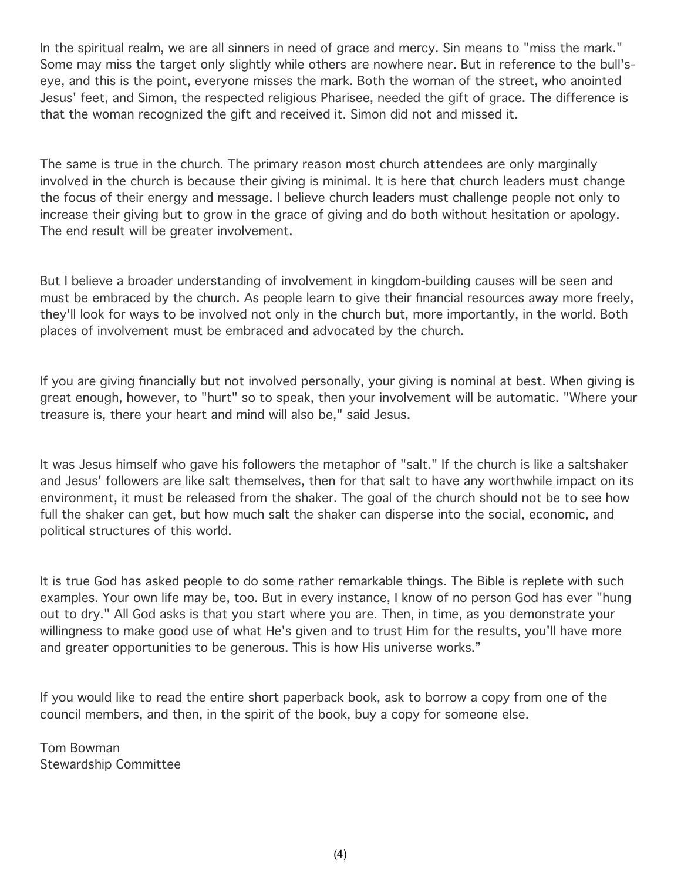In the spiritual realm, we are all sinners in need of grace and mercy. Sin means to "miss the mark." Some may miss the target only slightly while others are nowhere near. But in reference to the bull's-eye, and this is the point, everyone misses the mark. Both the woman of the street, who anointed Jesus' feet, and Simon, the respected religious Pharisee, needed the gift of grace. The difference is that the woman recognized the gift and received it. Simon did not and missed it.

The same is true in the church. The primary reason most church attendees are only marginally involved in the church is because their giving is minimal. It is here that church leaders must change the focus of their energy and message. I believe church leaders must challenge people not only to increase their giving but to grow in the grace of giving and do both without hesitation or apology. The end result will be greater involvement.

But I believe a broader understanding of involvement in kingdom-building causes will be seen and must be embraced by the church. As people learn to give their financial resources away more freely, they'll look for ways to be involved not only in the church but, more importantly, in the world. Both places of involvement must be embraced and advocated by the church.

If you are giving financially but not involved personally, your giving is nominal at best. When giving is great enough, however, to "hurt" so to speak, then your involvement will be automatic. "Where your treasure is, there your heart and mind will also be," said Jesus.

It was Jesus himself who gave his followers the metaphor of "salt." If the church is like a saltshaker and Jesus' followers are like salt themselves, then for that salt to have any worthwhile impact on its environment, it must be released from the shaker. The goal of the church should not be to see how full the shaker can get, but how much salt the shaker can disperse into the social, economic, and political structures of this world.

It is true God has asked people to do some rather remarkable things. The Bible is replete with such examples. Your own life may be, too. But in every instance, I know of no person God has ever "hung out to dry." All God asks is that you start where you are. Then, in time, as you demonstrate your willingness to make good use of what He's given and to trust Him for the results, you'll have more and greater opportunities to be generous. This is how His universe works."

If you would like to read the entire short paperback book, ask to borrow a copy from one of the council members, and then, in the spirit of the book, buy a copy for someone else.

Tom Bowman
Stewardship Committee